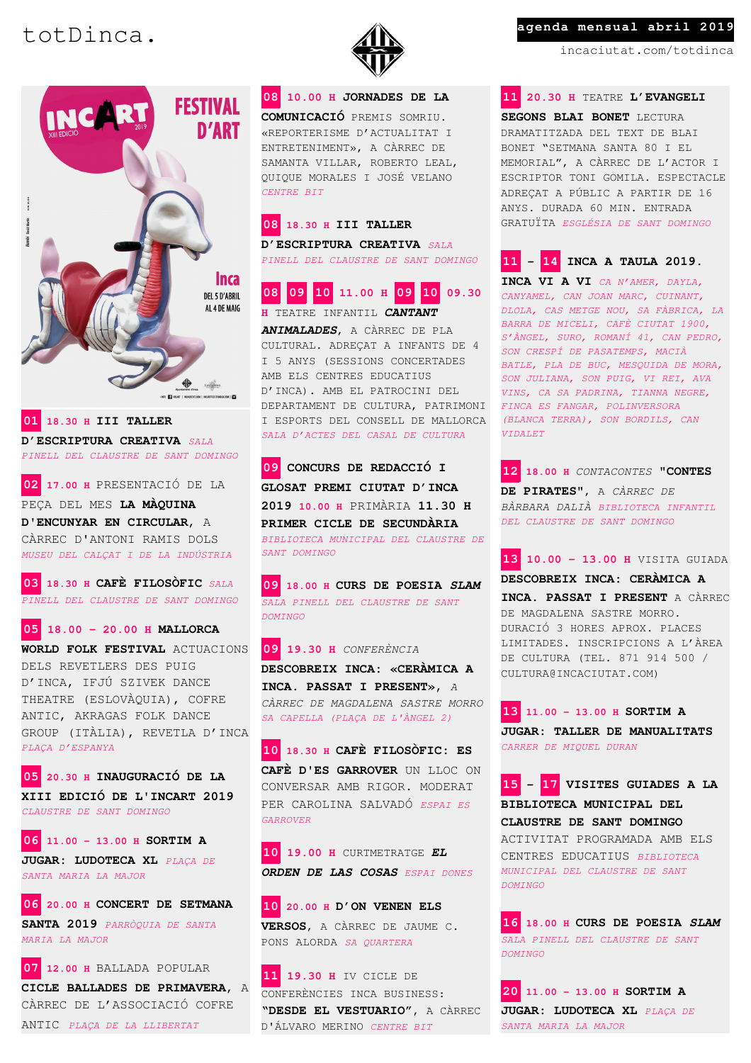# totDinca.

**agenda mensual abril 2019**

incaciutat.com/totdinca

INCART FESTIVAL D'ART XIII EDICIÓ 2019 — Inca DEL 5 D'ABRIL AL 4 DE MAIG

**01** 18.30 H **III TALLER D'ESCRIPTURA CREATIVA** *SALA PINELL DEL CLAUSTRE DE SANT DOMINGO*

**02** 17.00 H PRESENTACIÓ DE LA PEÇA DEL MES **LA MÀQUINA D'ENCUNYAR EN CIRCULAR**, A CÀRREC D'ANTONI RAMIS DOLS *MUSEU DEL CALÇAT I DE LA INDÚSTRIA*

**03** 18.30 H **CAFÈ FILOSÒFIC** *SALA PINELL DEL CLAUSTRE DE SANT DOMINGO*

**05** 18.00 – 20.00 H **MALLORCA WORLD FOLK FESTIVAL** ACTUACIONS DELS REVETLERS DES PUIG D'INCA, IFJÚ SZIVEK DANCE THEATRE (ESLOVÀQUIA), COFRE ANTIC, AKRAGAS FOLK DANCE GROUP (ITÀLIA), REVETLA D'INCA *PLAÇA D'ESPANYA*

**05** 20.30 H **INAUGURACIÓ DE LA XIII EDICIÓ DE L'INCART 2019** *CLAUSTRE DE SANT DOMINGO*

**06** 11.00 – 13.00 H **SORTIM A JUGAR: LUDOTECA XL** *PLAÇA DE SANTA MARIA LA MAJOR*

**06** 20.00 H **CONCERT DE SETMANA SANTA 2019** *PARRÒQUIA DE SANTA MARIA LA MAJOR*

**07** 12.00 H BALLADA POPULAR **CICLE BALLADES DE PRIMAVERA**, A CÀRREC DE L'ASSOCIACIÓ COFRE ANTIC *PLAÇA DE LA LLIBERTAT*

**08** 10.00 H **JORNADES DE LA COMUNICACIÓ** PREMIS SOMRIU. «REPORTERISME D'ACTUALITAT I ENTRETENIMENT», A CÀRREC DE SAMANTA VILLAR, ROBERTO LEAL, QUIQUE MORALES I JOSÉ VELANO *CENTRE BIT*

**08** 18.30 H **III TALLER D'ESCRIPTURA CREATIVA** *SALA PINELL DEL CLAUSTRE DE SANT DOMINGO*

**08 09 10** 11.00 H **09 10** 09.30 H TEATRE INFANTIL ***CANTANT ANIMALADES***, A CÀRREC DE PLA CULTURAL. ADREÇAT A INFANTS DE 4 I 5 ANYS (SESSIONS CONCERTADES AMB ELS CENTRES EDUCATIUS D'INCA). AMB EL PATROCINI DEL DEPARTAMENT DE CULTURA, PATRIMONI I ESPORTS DEL CONSELL DE MALLORCA *SALA D'ACTES DEL CASAL DE CULTURA*

**09** **CONCURS DE REDACCIÓ I GLOSAT PREMI CIUTAT D'INCA 2019** 10.00 H PRIMÀRIA **11.30 H PRIMER CICLE DE SECUNDÀRIA** *BIBLIOTECA MUNICIPAL DEL CLAUSTRE DE SANT DOMINGO*

**09** 18.00 H **CURS DE POESIA *SLAM*** *SALA PINELL DEL CLAUSTRE DE SANT DOMINGO*

**09** 19.30 H *CONFERÈNCIA* **DESCOBREIX INCA: «CERÀMICA A INCA. PASSAT I PRESENT»**, *A CÀRREC DE MAGDALENA SASTRE MORRO* *SA CAPELLA (PLAÇA DE L'ÀNGEL 2)*

**10** 18.30 H **CAFÈ FILOSÒFIC: ES CAFÈ D'ES GARROVER** UN LLOC ON CONVERSAR AMB RIGOR. MODERAT PER CAROLINA SALVADÓ *ESPAI ES GARROVER*

**10** 19.00 H CURTMETRATGE ***EL ORDEN DE LAS COSAS*** *ESPAI DONES*

**10** 20.00 H **D'ON VENEN ELS VERSOS**, A CÀRREC DE JAUME C. PONS ALORDA *SA QUARTERA*

**11** 19.30 H IV CICLE DE CONFERÈNCIES INCA BUSINESS: **"DESDE EL VESTUARIO"**, A CÀRREC D'ÁLVARO MERINO *CENTRE BIT*

**11** 20.30 H TEATRE **L'EVANGELI SEGONS BLAI BONET** LECTURA DRAMATITZADA DEL TEXT DE BLAI BONET "SETMANA SANTA 80 I EL MEMORIAL", A CÀRREC DE L'ACTOR I ESCRIPTOR TONI GOMILA. ESPECTACLE ADREÇAT A PÚBLIC A PARTIR DE 16 ANYS. DURADA 60 MIN. ENTRADA GRATUÏTA *ESGLÉSIA DE SANT DOMINGO*

**11** – **14** **INCA A TAULA 2019. INCA VI A VI** *CA N'AMER, DAYLA, CANYAMEL, CAN JOAN MARC, CUINANT, DLOLA, CAS METGE NOU, SA FÀBRICA, LA BARRA DE MICELI, CAFÈ CIUTAT 1900, S'ÀNGEL, SURO, ROMANÍ 41, CAN PEDRO, SON CRESPÍ DE PASATEMPS, MACIÀ BATLE, PLA DE BUC, MESQUIDA DE MORA, SON JULIANA, SON PUIG, VI REI, AVA VINS, CA SA PADRINA, TIANNA NEGRE, FINCA ES FANGAR, POLINVERSORA (BLANCA TERRA), SON BORDILS, CAN VIDALET*

**12** 18.00 H *CONTACONTES* **"CONTES DE PIRATES"**, *A CÀRREC DE BÀRBARA DALIÀ* *BIBLIOTECA INFANTIL DEL CLAUSTRE DE SANT DOMINGO*

**13** 10.00 – 13.00 H VISITA GUIADA **DESCOBREIX INCA: CERÀMICA A INCA. PASSAT I PRESENT** A CÀRREC DE MAGDALENA SASTRE MORRO. DURACIÓ 3 HORES APROX. PLACES LIMITADES. INSCRIPCIONS A L'ÀREA DE CULTURA (TEL. 871 914 500 / CULTURA@INCACIUTAT.COM)

**13** 11.00 – 13.00 H **SORTIM A JUGAR: TALLER DE MANUALITATS** *CARRER DE MIQUEL DURAN*

**15** – **17** **VISITES GUIADES A LA BIBLIOTECA MUNICIPAL DEL CLAUSTRE DE SANT DOMINGO** ACTIVITAT PROGRAMADA AMB ELS CENTRES EDUCATIUS *BIBLIOTECA MUNICIPAL DEL CLAUSTRE DE SANT DOMINGO*

**16** 18.00 H **CURS DE POESIA *SLAM*** *SALA PINELL DEL CLAUSTRE DE SANT DOMINGO*

**20** 11.00 – 13.00 H **SORTIM A JUGAR: LUDOTECA XL** *PLAÇA DE SANTA MARIA LA MAJOR*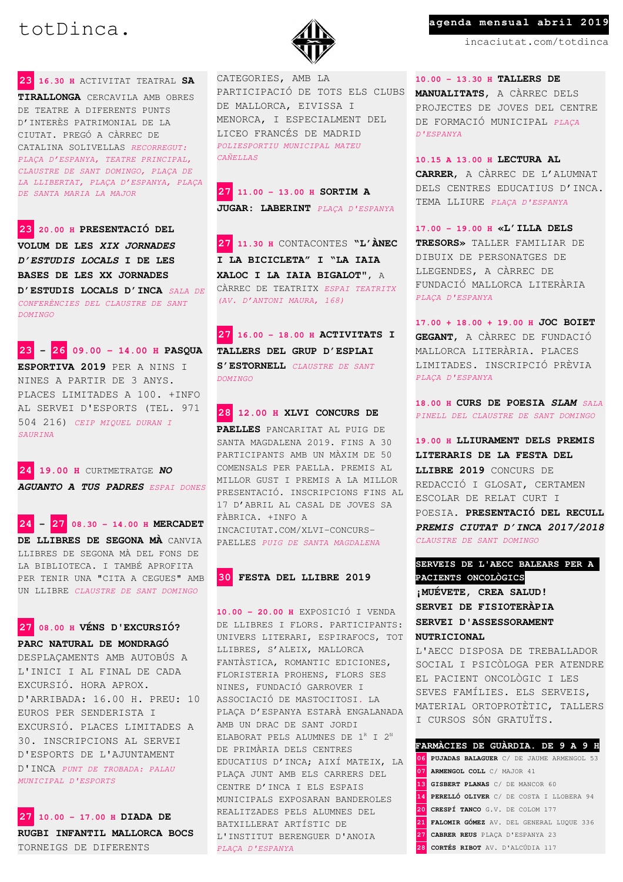totDinca.

**agenda mensual abril 2019**

incaciutat.com/totdinca

**23** 16.30 H ACTIVITAT TEATRAL **SA TIRALLONGA** CERCAVILA AMB OBRES DE TEATRE A DIFERENTS PUNTS D'INTERÈS PATRIMONIAL DE LA CIUTAT. PREGÓ A CÀRREC DE CATALINA SOLIVELLAS *RECORREGUT: PLAÇA D'ESPANYA, TEATRE PRINCIPAL, CLAUSTRE DE SANT DOMINGO, PLAÇA DE LA LLIBERTAT, PLAÇA D'ESPANYA, PLAÇA DE SANTA MARIA LA MAJOR*

**23** 20.00 H **PRESENTACIÓ DEL VOLUM DE LES *XIX JORNADES D'ESTUDIS LOCALS* I DE LES BASES DE LES XX JORNADES D'ESTUDIS LOCALS D'INCA** *SALA DE CONFERÈNCIES DEL CLAUSTRE DE SANT DOMINGO*

**23 - 26** 09.00 – 14.00 H **PASQUA ESPORTIVA 2019** PER A NINS I NINES A PARTIR DE 3 ANYS. PLACES LIMITADES A 100. +INFO AL SERVEI D'ESPORTS (TEL. 971 504 216) *CEIP MIQUEL DURAN I SAURINA*

**24** 19.00 H CURTMETRATGE ***NO AGUANTO A TUS PADRES*** *ESPAI DONES*

**24 - 27** 08.30 – 14.00 H **MERCADET DE LLIBRES DE SEGONA MÀ** CANVIA LLIBRES DE SEGONA MÀ DEL FONS DE LA BIBLIOTECA. I TAMBÉ APROFITA PER TENIR UNA "CITA A CEGUES" AMB UN LLIBRE *CLAUSTRE DE SANT DOMINGO*

**27** 08.00 H **VÉNS D'EXCURSIÓ? PARC NATURAL DE MONDRAGÓ** DESPLAÇAMENTS AMB AUTOBÚS A L'INICI I AL FINAL DE CADA EXCURSIÓ. HORA APROX. D'ARRIBADA: 16.00 H. PREU: 10 EUROS PER SENDERISTA I EXCURSIÓ. PLACES LIMITADES A 30. INSCRIPCIONS AL SERVEI D'ESPORTS DE L'AJUNTAMENT D'INCA *PUNT DE TROBADA: PALAU MUNICIPAL D'ESPORTS*

**27** 10.00 – 17.00 H **DIADA DE RUGBI INFANTIL MALLORCA BOCS** TORNEIGS DE DIFERENTS CATEGORIES, AMB LA PARTICIPACIÓ DE TOTS ELS CLUBS DE MALLORCA, EIVISSA I MENORCA, I ESPECIALMENT DEL LICEO FRANCÉS DE MADRID *POLIESPORTIU MUNICIPAL MATEU CAÑELLAS*

**27** 11.00 – 13.00 H **SORTIM A JUGAR: LABERINT** *PLAÇA D'ESPANYA*

**27** 11.30 H CONTACONTES **"L'ÀNEC I LA BICICLETA" I "LA IAIA XALOC I LA IAIA BIGALOT"**, A CÀRREC DE TEATRITX *ESPAI TEATRITX (AV. D'ANTONI MAURA, 168)*

**27** 16.00 – 18.00 H **ACTIVITATS I TALLERS DEL GRUP D'ESPLAI S'ESTORNELL** *CLAUSTRE DE SANT DOMINGO*

**28** 12.00 H **XLVI CONCURS DE PAELLES** PANCARITAT AL PUIG DE SANTA MAGDALENA 2019. FINS A 30 PARTICIPANTS AMB UN MÀXIM DE 50 COMENSALS PER PAELLA. PREMIS AL MILLOR GUST I PREMIS A LA MILLOR PRESENTACIÓ. INSCRIPCIONS FINS AL 17 D'ABRIL AL CASAL DE JOVES SA FÀBRICA. +INFO A INCACIUTAT.COM/XLVI-CONCURS-PAELLES *PUIG DE SANTA MAGDALENA*

**30 FESTA DEL LLIBRE 2019**

10.00 – 20.00 H EXPOSICIÓ I VENDA DE LLIBRES I FLORS. PARTICIPANTS: UNIVERS LITERARI, ESPIRAFOCS, TOT LLIBRES, S'ALEIX, MALLORCA FANTÀSTICA, ROMANTIC EDICIONES, FLORISTERIA PROHENS, FLORS SES NINES, FUNDACIÓ GARROVER I ASSOCIACIÓ DE MASTOCITOSI. LA PLAÇA D'ESPANYA ESTARÀ ENGALANADA AMB UN DRAC DE SANT JORDI ELABORAT PELS ALUMNES DE 1R I 2N DE PRIMÀRIA DELS CENTRES EDUCATIUS D'INCA; AIXÍ MATEIX, LA PLAÇA JUNT AMB ELS CARRERS DEL CENTRE D'INCA I ELS ESPAIS MUNICIPALS EXPOSARAN BANDEROLES REALITZADES PELS ALUMNES DEL BATXILLERAT ARTÍSTIC DE L'INSTITUT BERENGUER D'ANOIA *PLAÇA D'ESPANYA*

10.00 – 13.30 H **TALLERS DE MANUALITATS**, A CÀRREC DELS PROJECTES DE JOVES DEL CENTRE DE FORMACIÓ MUNICIPAL *PLAÇA D'ESPANYA*

10.15 A 13.00 H **LECTURA AL CARRER**, A CÀRREC DE L'ALUMNAT DELS CENTRES EDUCATIUS D'INCA. TEMA LLIURE *PLAÇA D'ESPANYA*

17.00 – 19.00 H **«L'ILLA DELS TRESORS»** TALLER FAMILIAR DE DIBUIX DE PERSONATGES DE LLEGENDES, A CÀRREC DE FUNDACIÓ MALLORCA LITERÀRIA *PLAÇA D'ESPANYA*

17.00 + 18.00 + 19.00 H **JOC BOIET GEGANT**, A CÀRREC DE FUNDACIÓ MALLORCA LITERÀRIA. PLACES LIMITADES. INSCRIPCIÓ PRÈVIA *PLAÇA D'ESPANYA*

18.00 H **CURS DE POESIA *SLAM*** *SALA PINELL DEL CLAUSTRE DE SANT DOMINGO*

19.00 H **LLIURAMENT DELS PREMIS LITERARIS DE LA FESTA DEL LLIBRE 2019** CONCURS DE REDACCIÓ I GLOSAT, CERTAMEN ESCOLAR DE RELAT CURT I POESIA. **PRESENTACIÓ DEL RECULL *PREMIS CIUTAT D'INCA 2017/2018*** *CLAUSTRE DE SANT DOMINGO*

**SERVEIS DE L'AECC BALEARS PER A PACIENTS ONCOLÒGICS**

**¡MUÉVETE, CREA SALUD!**
**SERVEI DE FISIOTERÀPIA**
**SERVEI D'ASSESSORAMENT NUTRICIONAL**

L'AECC DISPOSA DE TREBALLADOR SOCIAL I PSICÒLOGA PER ATENDRE EL PACIENT ONCOLÒGIC I LES SEVES FAMÍLIES. ELS SERVEIS, MATERIAL ORTOPROTÈTIC, TALLERS I CURSOS SÓN GRATUÏTS.

**FARMÀCIES DE GUÀRDIA. DE 9 A 9 H**

| | | |
|---|---|---|
| 06 | **PUJADAS BALAGUER** | C/ DE JAUME ARMENGOL 53 |
| 07 | **ARMENGOL COLL** | C/ MAJOR 41 |
| 13 | **GISBERT PLANAS** | C/ DE MANCOR 60 |
| 14 | **PERELLÓ OLIVER** | C/ DE COSTA I LLOBERA 94 |
| 20 | **CRESPÍ TANCO** | G.V. DE COLOM 177 |
| 21 | **FALOMIR GÓMEZ** | AV. DEL GENERAL LUQUE 336 |
| 27 | **CABRER REUS** | PLAÇA D'ESPANYA 23 |
| 28 | **CORTÉS RIBOT** | AV. D'ALCÚDIA 117 |